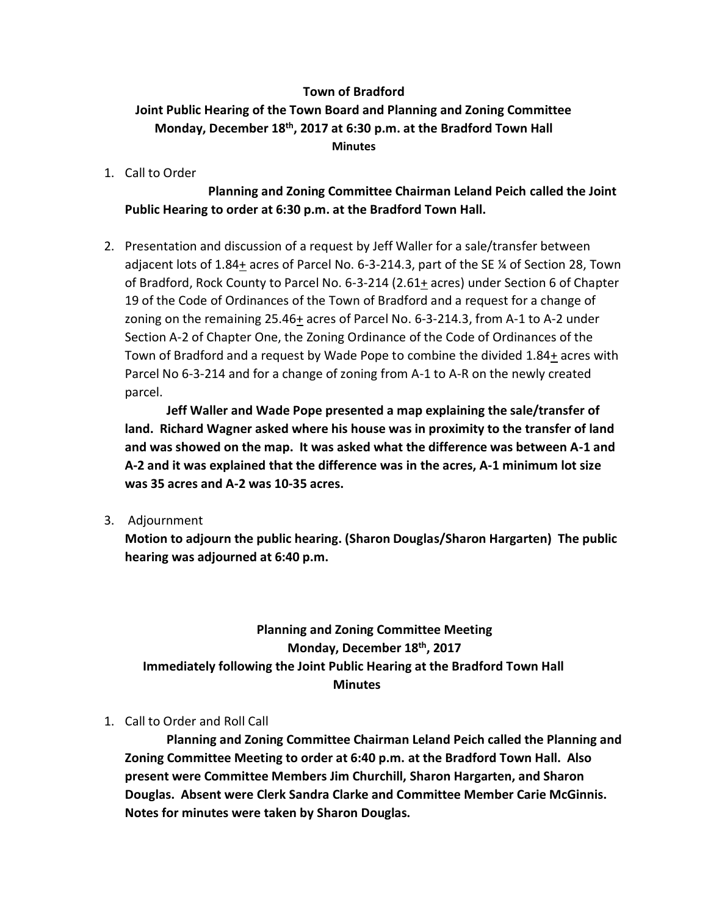**Town of Bradford**

**Joint Public Hearing of the Town Board and Planning and Zoning Committee**
**Monday, December 18th, 2017 at 6:30 p.m. at the Bradford Town Hall**
**Minutes**

1. Call to Order

   **Planning and Zoning Committee Chairman Leland Peich called the Joint Public Hearing to order at 6:30 p.m. at the Bradford Town Hall.**

2. Presentation and discussion of a request by Jeff Waller for a sale/transfer between adjacent lots of 1.84+ acres of Parcel No. 6-3-214.3, part of the SE ¼ of Section 28, Town of Bradford, Rock County to Parcel No. 6-3-214 (2.61+ acres) under Section 6 of Chapter 19 of the Code of Ordinances of the Town of Bradford and a request for a change of zoning on the remaining 25.46+ acres of Parcel No. 6-3-214.3, from A-1 to A-2 under Section A-2 of Chapter One, the Zoning Ordinance of the Code of Ordinances of the Town of Bradford and a request by Wade Pope to combine the divided 1.84+ acres with Parcel No 6-3-214 and for a change of zoning from A-1 to A-R on the newly created parcel.

   **Jeff Waller and Wade Pope presented a map explaining the sale/transfer of land. Richard Wagner asked where his house was in proximity to the transfer of land and was showed on the map. It was asked what the difference was between A-1 and A-2 and it was explained that the difference was in the acres, A-1 minimum lot size was 35 acres and A-2 was 10-35 acres.**

3. Adjournment

   **Motion to adjourn the public hearing. (Sharon Douglas/Sharon Hargarten) The public hearing was adjourned at 6:40 p.m.**

**Planning and Zoning Committee Meeting**
**Monday, December 18th, 2017**
**Immediately following the Joint Public Hearing at the Bradford Town Hall**
**Minutes**

1. Call to Order and Roll Call

   **Planning and Zoning Committee Chairman Leland Peich called the Planning and Zoning Committee Meeting to order at 6:40 p.m. at the Bradford Town Hall. Also present were Committee Members Jim Churchill, Sharon Hargarten, and Sharon Douglas. Absent were Clerk Sandra Clarke and Committee Member Carie McGinnis. Notes for minutes were taken by Sharon Douglas.**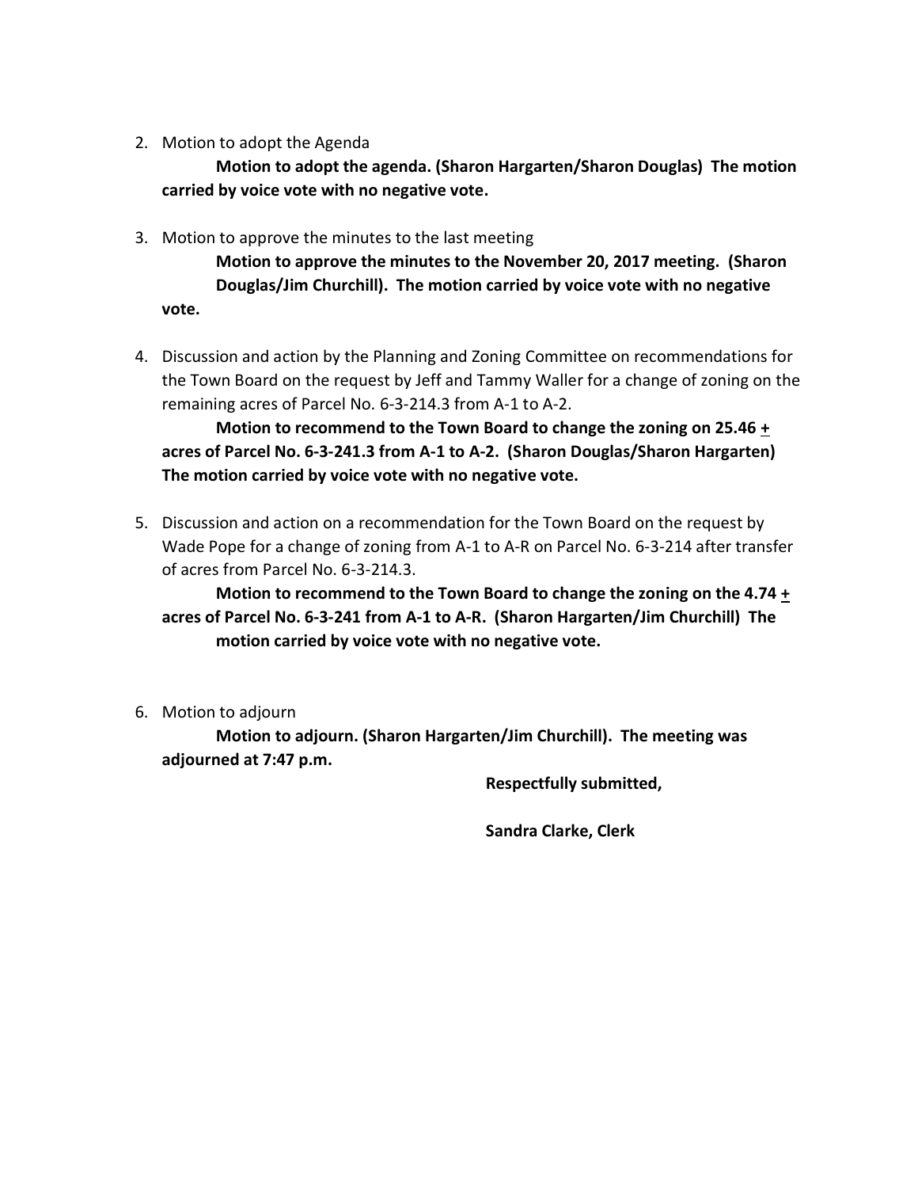2. Motion to adopt the Agenda

   **Motion to adopt the agenda. (Sharon Hargarten/Sharon Douglas) The motion carried by voice vote with no negative vote.**

3. Motion to approve the minutes to the last meeting

   **Motion to approve the minutes to the November 20, 2017 meeting. (Sharon Douglas/Jim Churchill). The motion carried by voice vote with no negative vote.**

4. Discussion and action by the Planning and Zoning Committee on recommendations for the Town Board on the request by Jeff and Tammy Waller for a change of zoning on the remaining acres of Parcel No. 6-3-214.3 from A-1 to A-2.

   **Motion to recommend to the Town Board to change the zoning on 25.46 ± acres of Parcel No. 6-3-241.3 from A-1 to A-2. (Sharon Douglas/Sharon Hargarten) The motion carried by voice vote with no negative vote.**

5. Discussion and action on a recommendation for the Town Board on the request by Wade Pope for a change of zoning from A-1 to A-R on Parcel No. 6-3-214 after transfer of acres from Parcel No. 6-3-214.3.

   **Motion to recommend to the Town Board to change the zoning on the 4.74 ± acres of Parcel No. 6-3-241 from A-1 to A-R. (Sharon Hargarten/Jim Churchill) The motion carried by voice vote with no negative vote.**

6. Motion to adjourn

   **Motion to adjourn. (Sharon Hargarten/Jim Churchill). The meeting was adjourned at 7:47 p.m.**

**Respectfully submitted,**

**Sandra Clarke, Clerk**